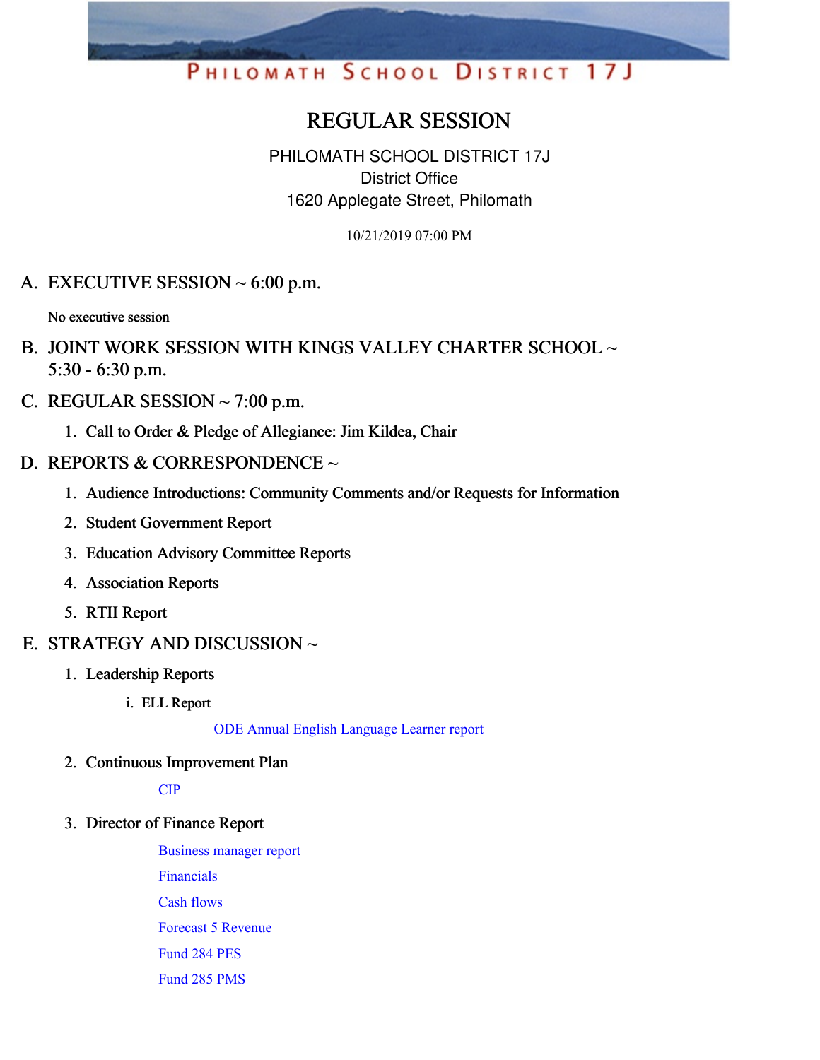PHILOMATH SCHOOL DISTRICT 17J

# REGULAR SESSION

PHILOMATH SCHOOL DISTRICT 17J
District Office
1620 Applegate Street, Philomath

10/21/2019 07:00 PM

## A. EXECUTIVE SESSION ~ 6:00 p.m.

No executive session

## B. JOINT WORK SESSION WITH KINGS VALLEY CHARTER SCHOOL ~ 5:30 - 6:30 p.m.

## C. REGULAR SESSION ~ 7:00 p.m.

1. Call to Order & Pledge of Allegiance: Jim Kildea, Chair

## D. REPORTS & CORRESPONDENCE ~

1. Audience Introductions: Community Comments and/or Requests for Information
2. Student Government Report
3. Education Advisory Committee Reports
4. Association Reports
5. RTII Report

## E. STRATEGY AND DISCUSSION ~

1. Leadership Reports
   i. ELL Report

      ODE Annual English Language Learner report

2. Continuous Improvement Plan

   CIP

3. Director of Finance Report

   Business manager report

   Financials

   Cash flows

   Forecast 5 Revenue

   Fund 284 PES

   Fund 285 PMS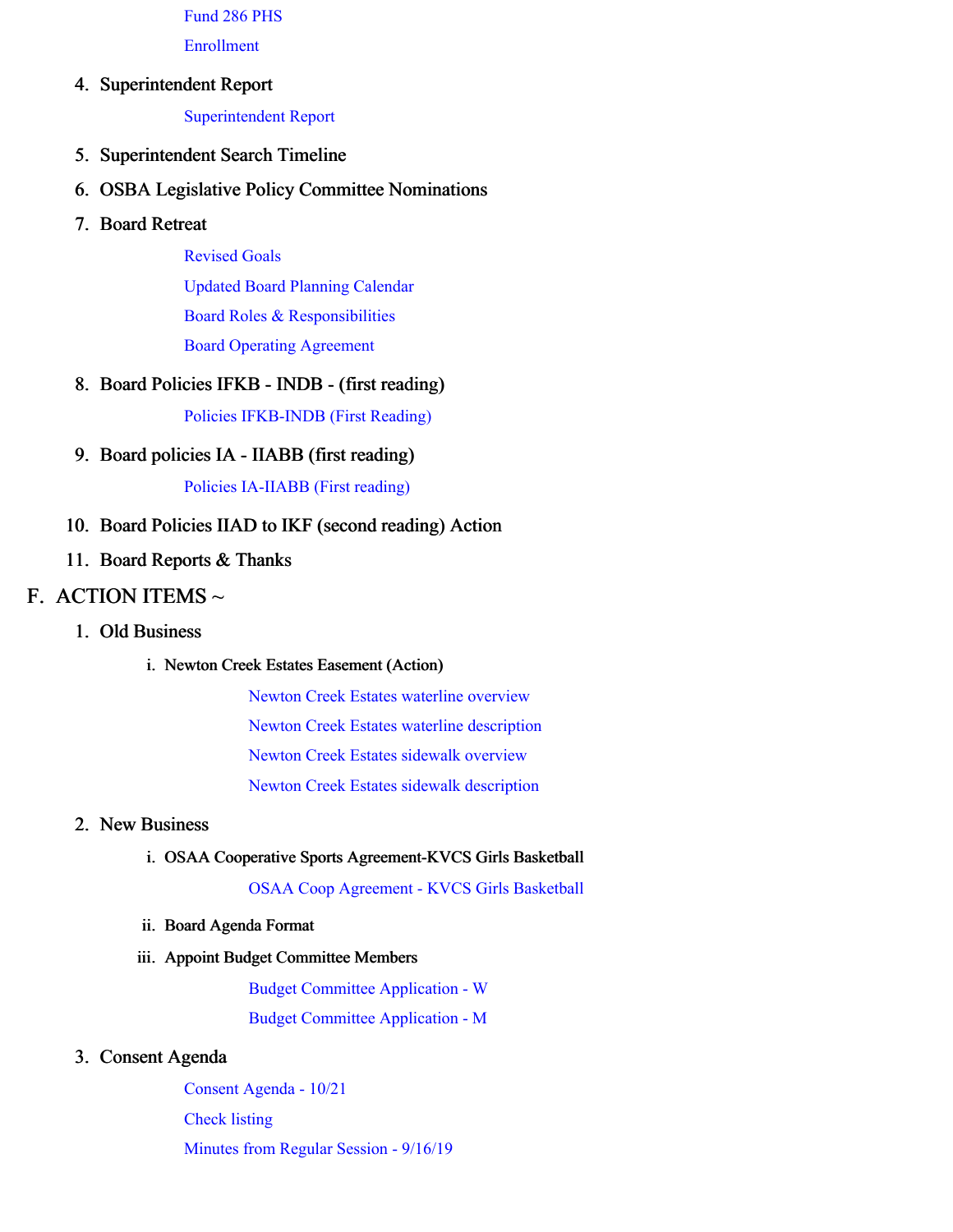Fund 286 PHS

Enrollment

4. Superintendent Report

   Superintendent Report

5. Superintendent Search Timeline
6. OSBA Legislative Policy Committee Nominations
7. Board Retreat

   Revised Goals

   Updated Board Planning Calendar

   Board Roles & Responsibilities

   Board Operating Agreement

8. Board Policies IFKB - INDB - (first reading)

   Policies IFKB-INDB (First Reading)

9. Board policies IA - IIABB (first reading)

   Policies IA-IIABB (First reading)

10. Board Policies IIAD to IKF (second reading) Action
11. Board Reports & Thanks

## F. ACTION ITEMS ~

1. Old Business

   i. Newton Creek Estates Easement (Action)

      Newton Creek Estates waterline overview

      Newton Creek Estates waterline description

      Newton Creek Estates sidewalk overview

      Newton Creek Estates sidewalk description

2. New Business

   i. OSAA Cooperative Sports Agreement-KVCS Girls Basketball

      OSAA Coop Agreement - KVCS Girls Basketball

   ii. Board Agenda Format

   iii. Appoint Budget Committee Members

      Budget Committee Application - W

      Budget Committee Application - M

3. Consent Agenda

   Consent Agenda - 10/21

   Check listing

   Minutes from Regular Session - 9/16/19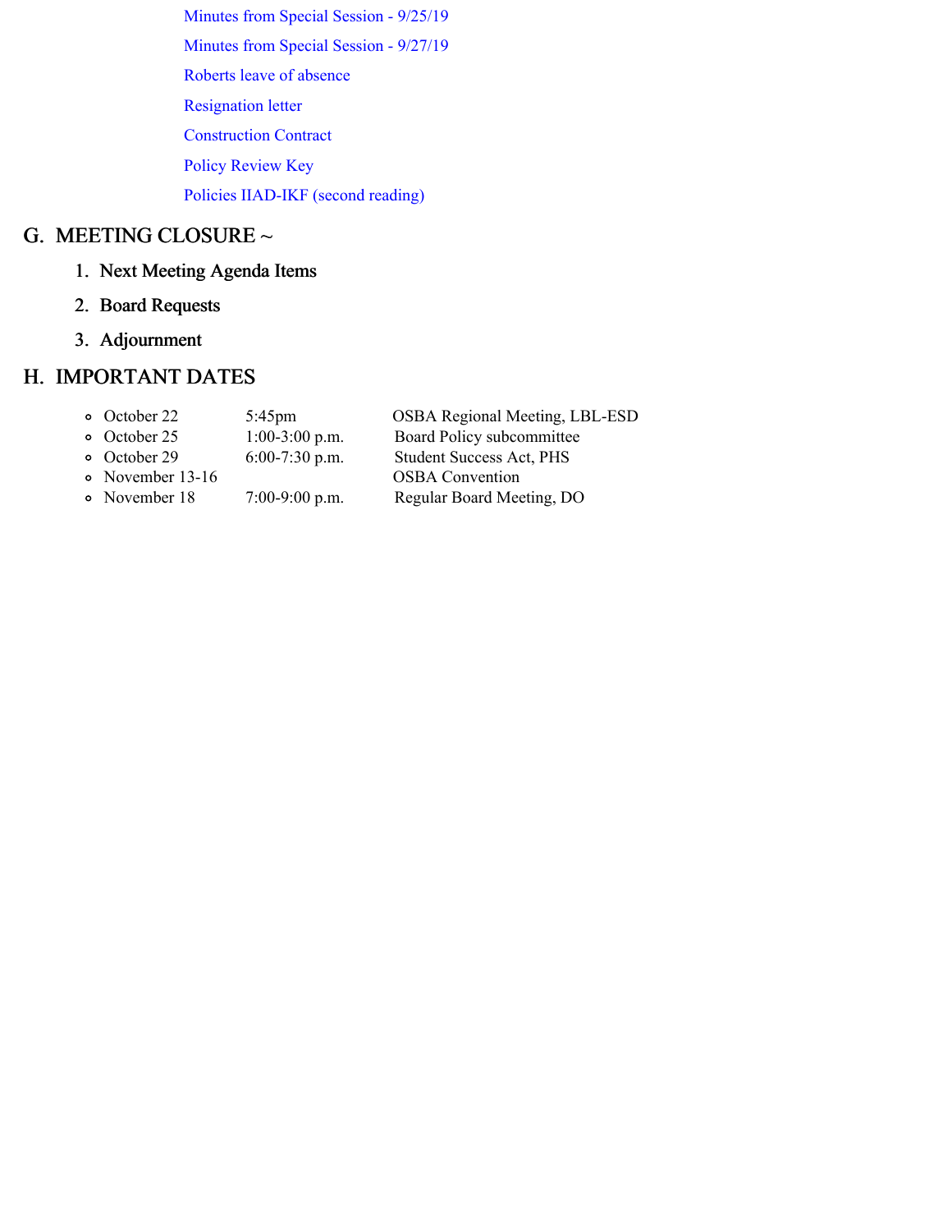- Minutes from Special Session - 9/25/19
- Minutes from Special Session - 9/27/19
- Roberts leave of absence
- Resignation letter
- Construction Contract
- Policy Review Key
- Policies IIAD-IKF (second reading)

## G. MEETING CLOSURE ~

### 1. Next Meeting Agenda Items

### 2. Board Requests

### 3. Adjournment

## H. IMPORTANT DATES

| | | |
|---|---|---|
| October 22 | 5:45pm | OSBA Regional Meeting, LBL-ESD |
| October 25 | 1:00-3:00 p.m. | Board Policy subcommittee |
| October 29 | 6:00-7:30 p.m. | Student Success Act, PHS |
| November 13-16 | | OSBA Convention |
| November 18 | 7:00-9:00 p.m. | Regular Board Meeting, DO |